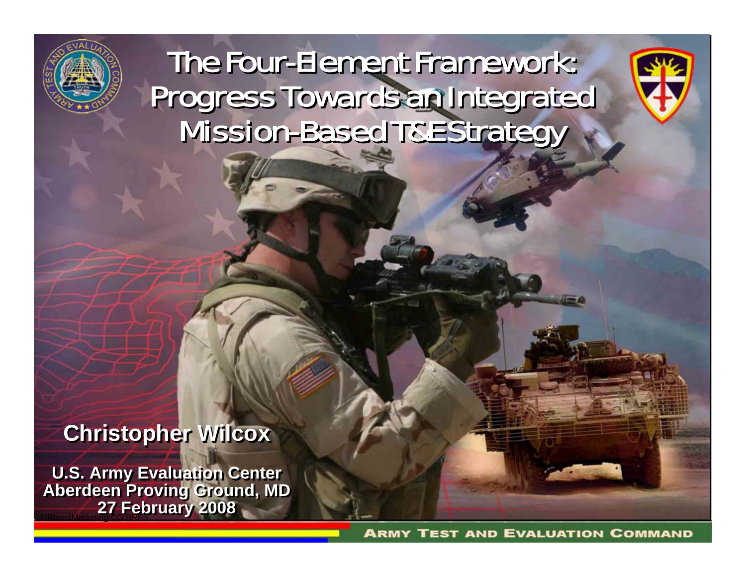# The Four-Element Framework: Progress Towards an Integrated Mission-Based T&E Strategy

**Christopher Wilcox**

**U.S. Army Evaluation Center**
**Aberdeen Proving Ground, MD**
**27 February 2008**

J:\Plans\Marketing\CG BRFS

ARMY TEST AND EVALUATION COMMAND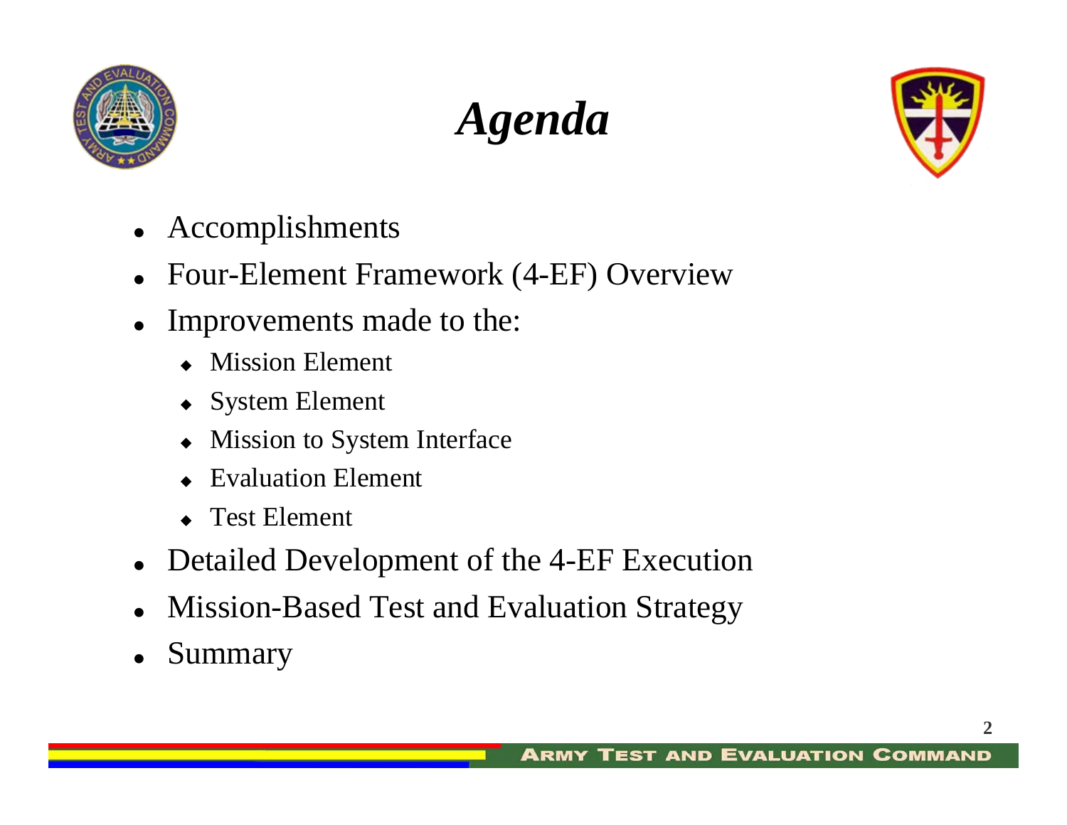# *Agenda*

- Accomplishments
- Four-Element Framework (4-EF) Overview
- Improvements made to the:
  - Mission Element
  - System Element
  - Mission to System Interface
  - Evaluation Element
  - Test Element
- Detailed Development of the 4-EF Execution
- Mission-Based Test and Evaluation Strategy
- Summary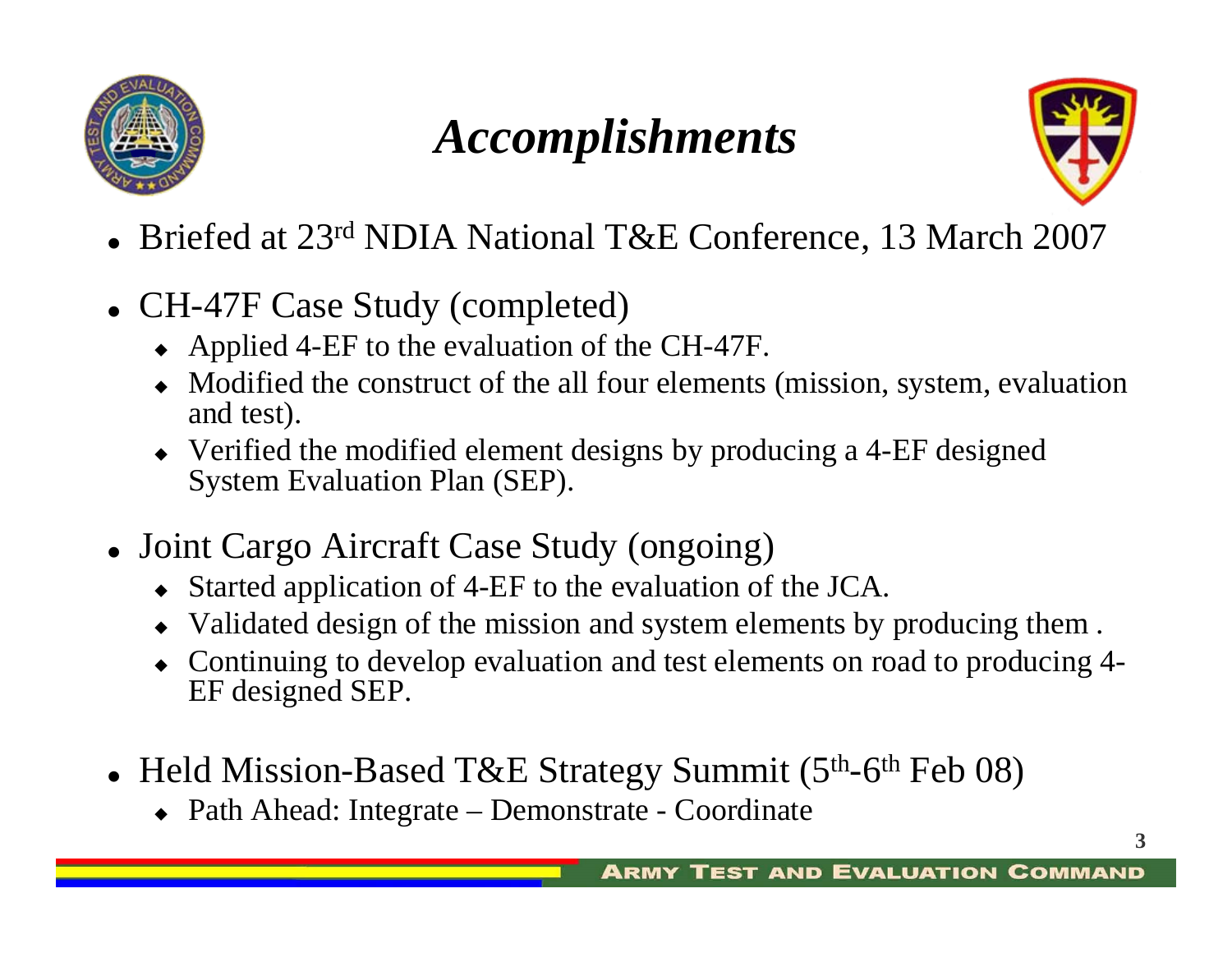# *Accomplishments*

- Briefed at 23rd NDIA National T&E Conference, 13 March 2007
- CH-47F Case Study (completed)
  - Applied 4-EF to the evaluation of the CH-47F.
  - Modified the construct of the all four elements (mission, system, evaluation and test).
  - Verified the modified element designs by producing a 4-EF designed System Evaluation Plan (SEP).
- Joint Cargo Aircraft Case Study (ongoing)
  - Started application of 4-EF to the evaluation of the JCA.
  - Validated design of the mission and system elements by producing them .
  - Continuing to develop evaluation and test elements on road to producing 4-EF designed SEP.
- Held Mission-Based T&E Strategy Summit (5th-6th Feb 08)
  - Path Ahead: Integrate – Demonstrate - Coordinate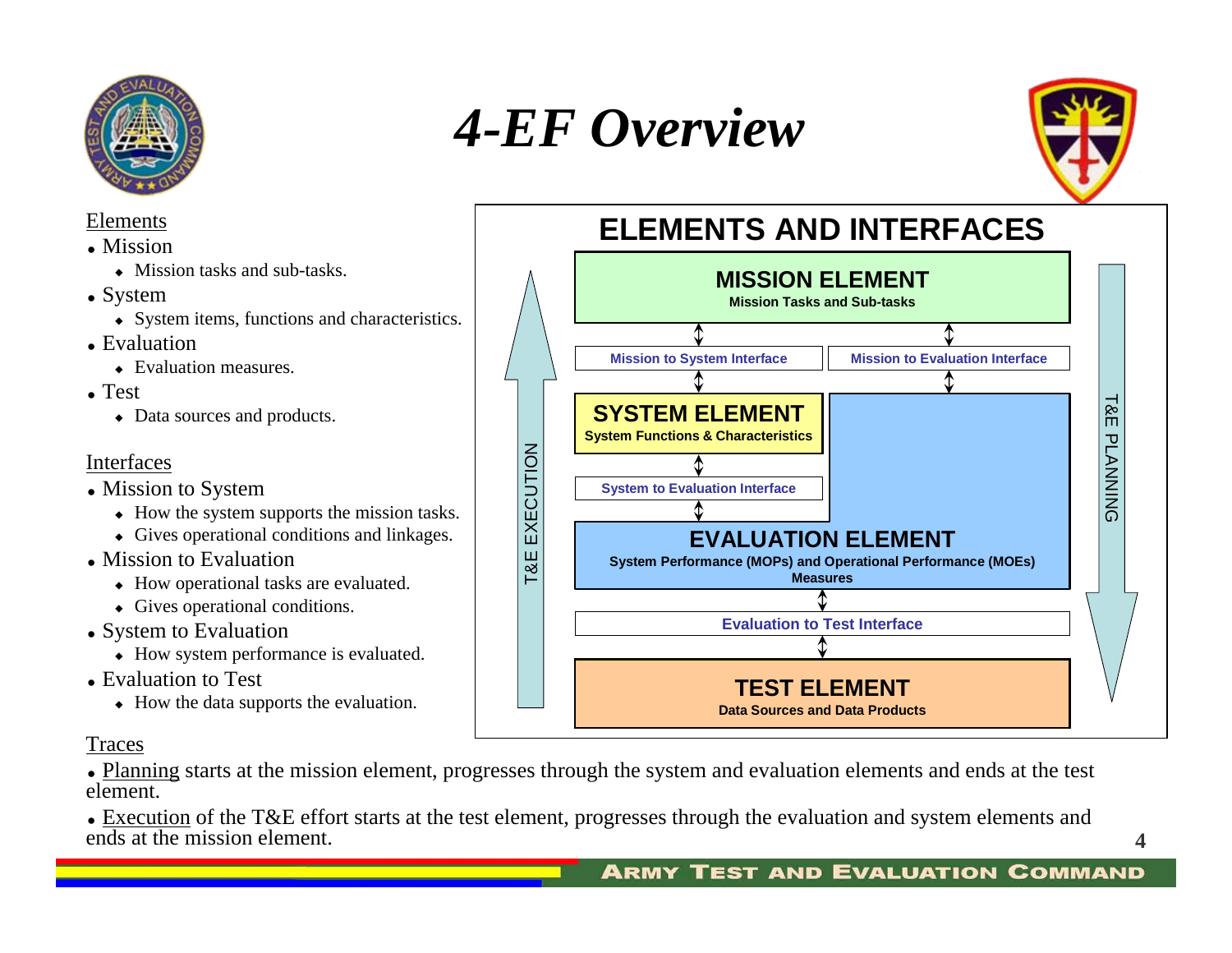# 4-EF Overview

Elements

- Mission
  - Mission tasks and sub-tasks.
- System
  - System items, functions and characteristics.
- Evaluation
  - Evaluation measures.
- Test
  - Data sources and products.

Interfaces

- Mission to System
  - How the system supports the mission tasks.
  - Gives operational conditions and linkages.
- Mission to Evaluation
  - How operational tasks are evaluated.
  - Gives operational conditions.
- System to Evaluation
  - How system performance is evaluated.
- Evaluation to Test
  - How the data supports the evaluation.

**ELEMENTS AND INTERFACES**

**MISSION ELEMENT**
Mission Tasks and Sub-tasks

Mission to System Interface | Mission to Evaluation Interface

**SYSTEM ELEMENT**
System Functions & Characteristics

System to Evaluation Interface

**EVALUATION ELEMENT**
System Performance (MOPs) and Operational Performance (MOEs) Measures

Evaluation to Test Interface

**TEST ELEMENT**
Data Sources and Data Products

T&E EXECUTION (upward arrow) | T&E PLANNING (downward arrow)

Traces

- Planning starts at the mission element, progresses through the system and evaluation elements and ends at the test element.
- Execution of the T&E effort starts at the test element, progresses through the evaluation and system elements and ends at the mission element.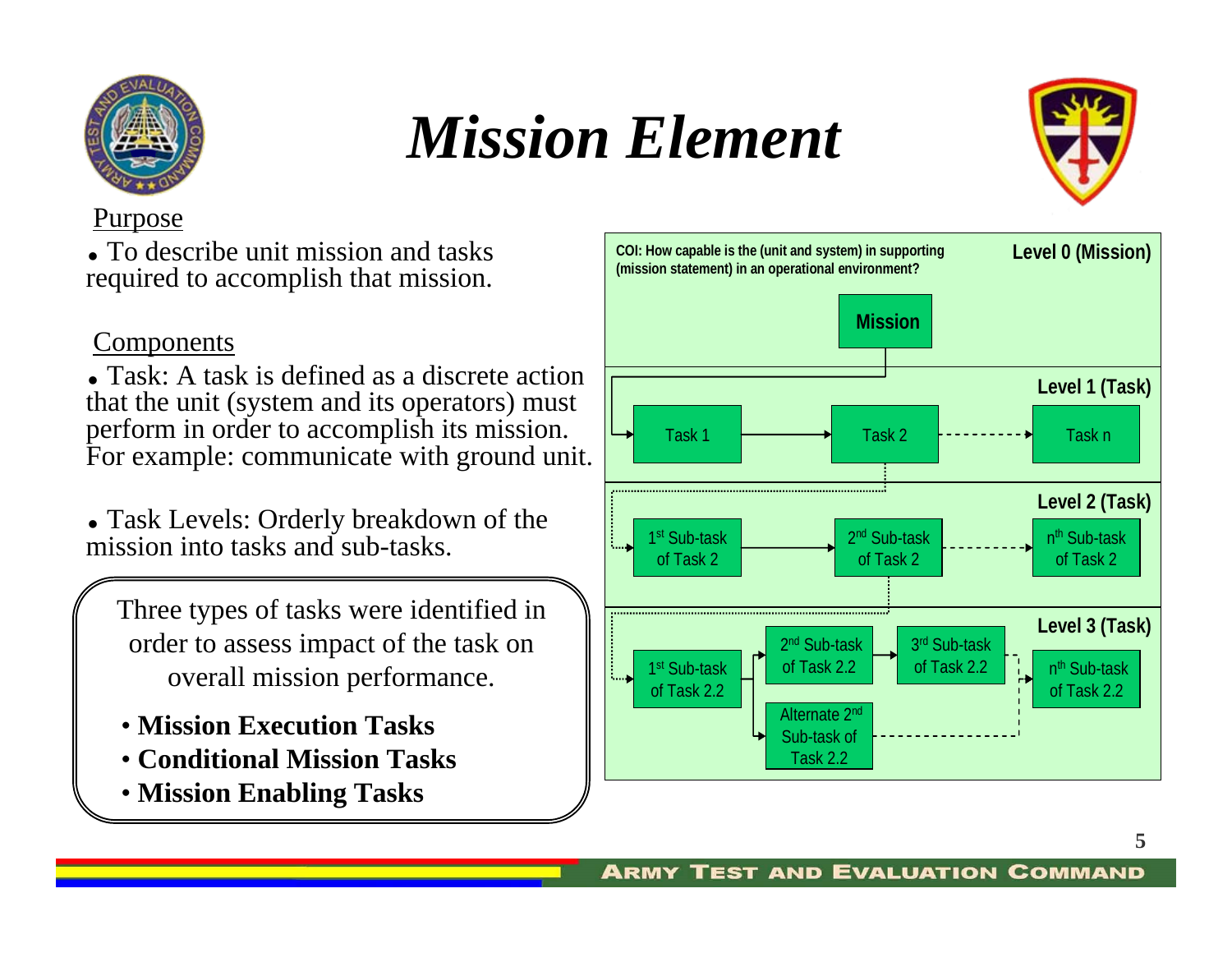# Mission Element

Purpose

- To describe unit mission and tasks required to accomplish that mission.

Components

- Task: A task is defined as a discrete action that the unit (system and its operators) must perform in order to accomplish its mission. For example: communicate with ground unit.

- Task Levels: Orderly breakdown of the mission into tasks and sub-tasks.

Three types of tasks were identified in order to assess impact of the task on overall mission performance.

- **Mission Execution Tasks**
- **Conditional Mission Tasks**
- **Mission Enabling Tasks**

COI: How capable is the (unit and system) in supporting (mission statement) in an operational environment?

**Level 0 (Mission)**

Mission

**Level 1 (Task)**

Task 1 → Task 2 → Task n

**Level 2 (Task)**

1st Sub-task of Task 2 → 2nd Sub-task of Task 2 → nth Sub-task of Task 2

**Level 3 (Task)**

1st Sub-task of Task 2.2 → 2nd Sub-task of Task 2.2 → 3rd Sub-task of Task 2.2 → nth Sub-task of Task 2.2

Alternate 2nd Sub-task of Task 2.2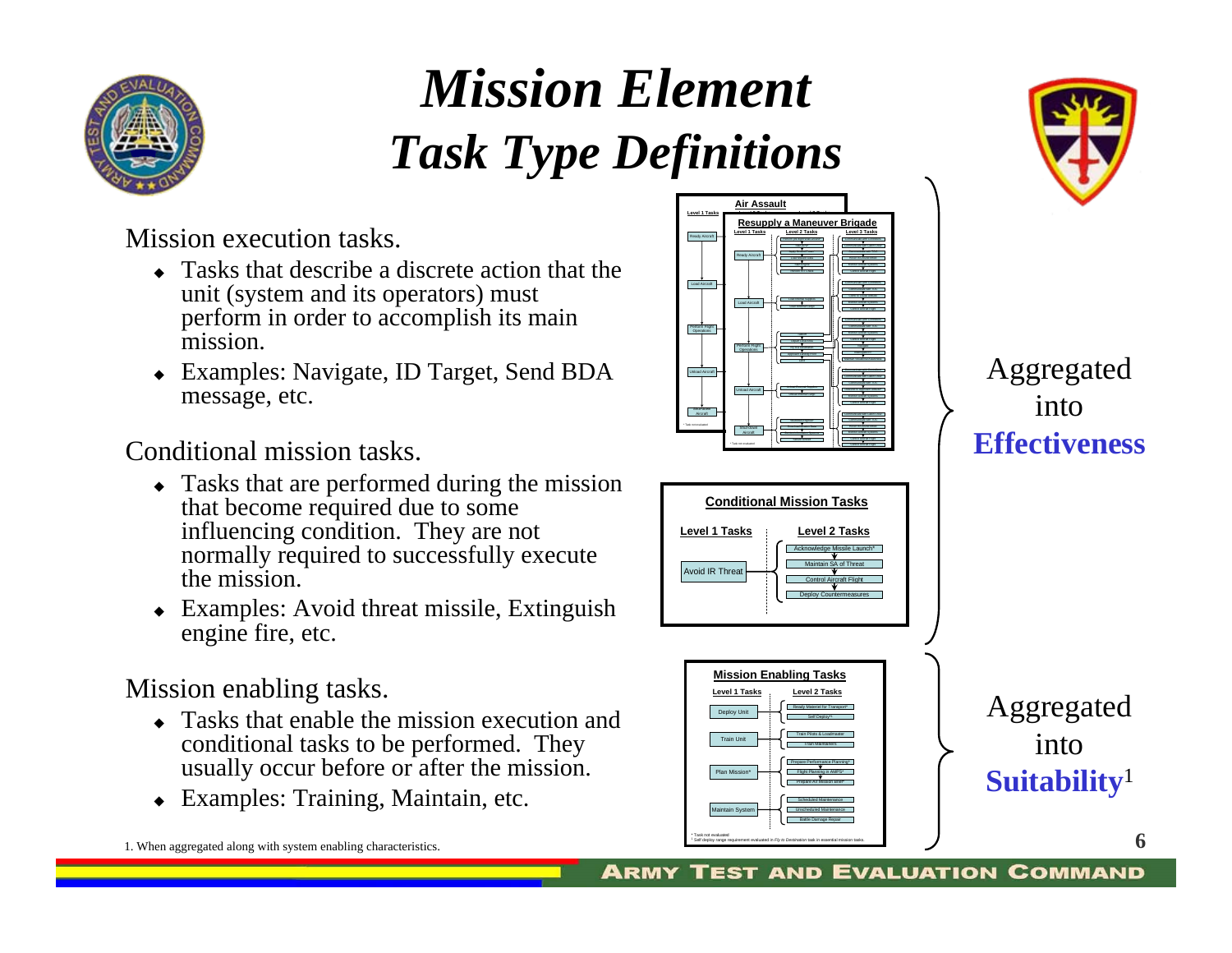# *Mission Element*
# *Task Type Definitions*

Mission execution tasks.

- Tasks that describe a discrete action that the unit (system and its operators) must perform in order to accomplish its main mission.
- Examples: Navigate, ID Target, Send BDA message, etc.

Conditional mission tasks.

- Tasks that are performed during the mission that become required due to some influencing condition. They are not normally required to successfully execute the mission.
- Examples: Avoid threat missile, Extinguish engine fire, etc.

Mission enabling tasks.

- Tasks that enable the mission execution and conditional tasks to be performed. They usually occur before or after the mission.
- Examples: Training, Maintain, etc.

**Air Assault**

**Resupply a Maneuver Brigade**

| Level 1 Tasks |
|---|
| Ready Aircraft |
| Load Aircraft |
| Perform Flight Operations |
| Unload Aircraft |
| Shutdown Aircraft |

**Conditional Mission Tasks**

| Level 1 Tasks | Level 2 Tasks |
|---|---|
| Avoid IR Threat | Acknowledge Missile Launch* |
| | Maintain SA of Threat |
| | Control Aircraft Flight |
| | Deploy Countermeasures |

Aggregated into **Effectiveness**

**Mission Enabling Tasks**

| Level 1 Tasks | Level 2 Tasks |
|---|---|
| Deploy Unit | Ready Materiel for Transport* |
| | Self Deploy** |
| Train Unit | Train Pilots & Loadmaster |
| | Train Maintainers |
| Plan Mission* | Prepare Performance Planning* |
| | Flight Planning in AMPS* |
| | Prepare Air Mission Brief* |
| Maintain System | Scheduled Maintenance |
| | Unscheduled Maintenance |
| | Battle Damage Repair |

\* Task not evaluated
\*\* Self deploy range requirement evaluated in *Fly to Destination* task in essential mission tasks.

Aggregated into **Suitability**[1]

1. When aggregated along with system enabling characteristics.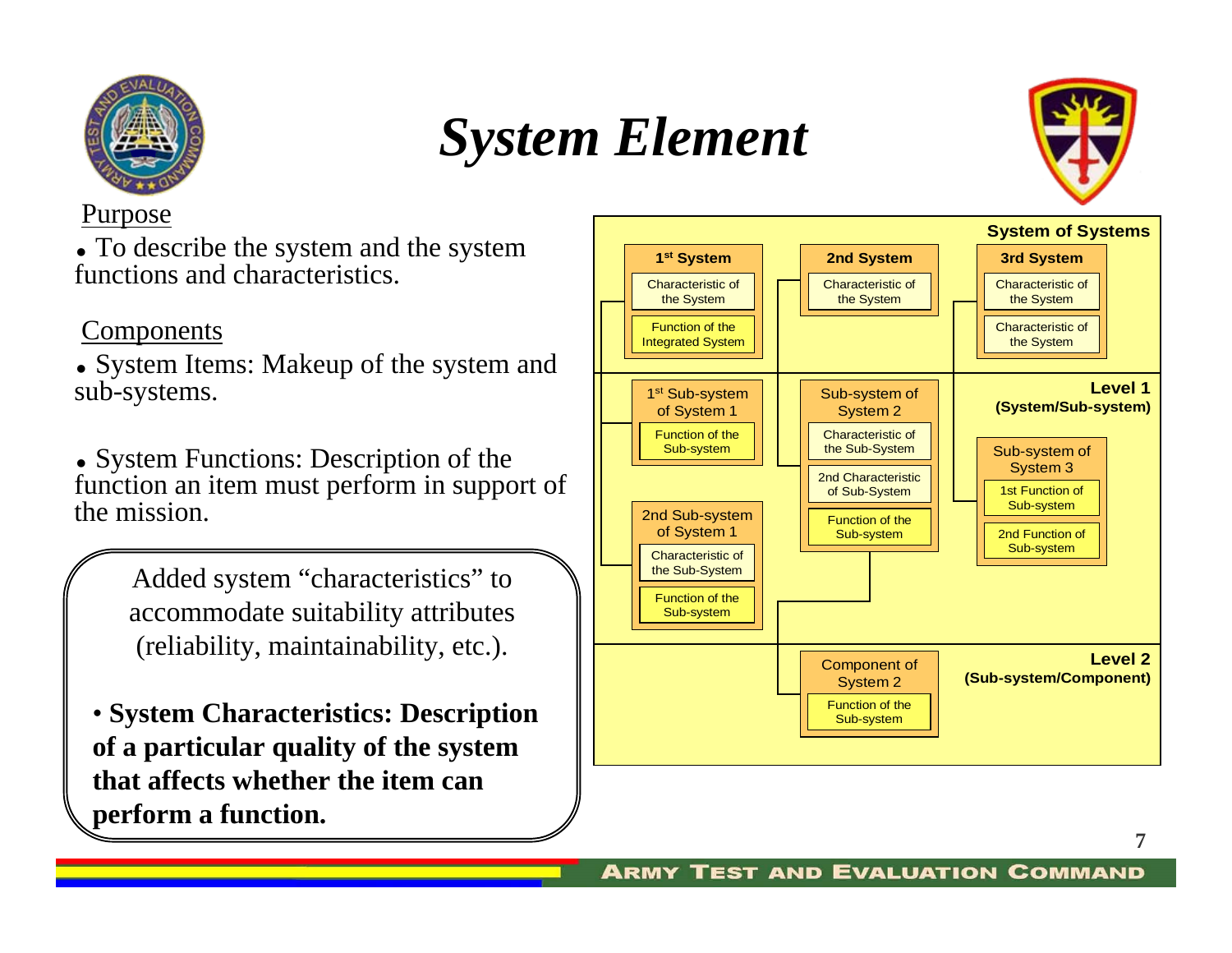# System Element

## Purpose

- To describe the system and the system functions and characteristics.

## Components

- System Items: Makeup of the system and sub-systems.

- System Functions: Description of the function an item must perform in support of the mission.

> Added system "characteristics" to accommodate suitability attributes (reliability, maintainability, etc.).
>
> • **System Characteristics: Description of a particular quality of the system that affects whether the item can perform a function.**

**System of Systems**

- **1st System**
  - Characteristic of the System
  - Function of the Integrated System
  - 1st Sub-system of System 1
    - Function of the Sub-system
  - 2nd Sub-system of System 1
    - Characteristic of the Sub-System
    - Function of the Sub-system
- **2nd System**
  - Characteristic of the System
  - Sub-system of System 2
    - Characteristic of the Sub-System
    - 2nd Characteristic of Sub-System
    - Function of the Sub-system
    - Component of System 2
      - Function of the Sub-system
- **3rd System**
  - Characteristic of the System
  - Characteristic of the System
  - Sub-system of System 3
    - 1st Function of Sub-system
    - 2nd Function of Sub-system

**Level 1 (System/Sub-system)**

**Level 2 (Sub-system/Component)**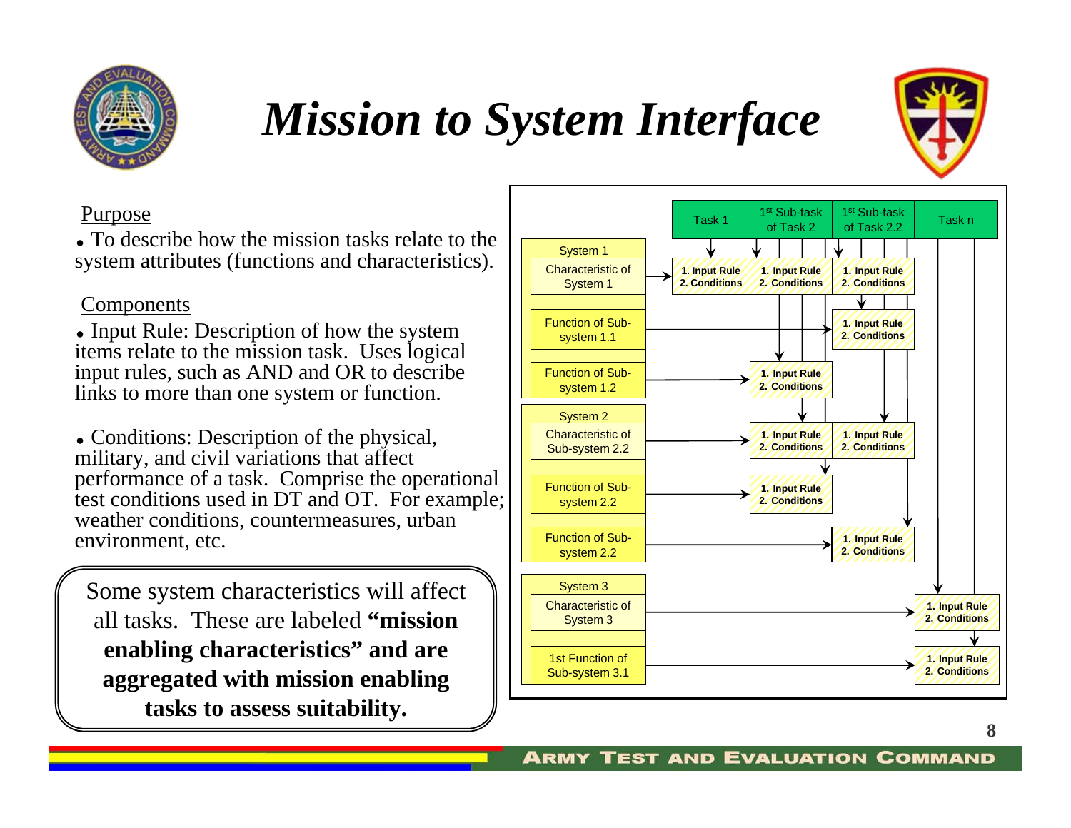# *Mission to System Interface*

<u>Purpose</u>

- To describe how the mission tasks relate to the system attributes (functions and characteristics).

<u>Components</u>

- Input Rule: Description of how the system items relate to the mission task. Uses logical input rules, such as AND and OR to describe links to more than one system or function.

- Conditions: Description of the physical, military, and civil variations that affect performance of a task. Comprise the operational test conditions used in DT and OT. For example; weather conditions, countermeasures, urban environment, etc.

Some system characteristics will affect all tasks. These are labeled **"mission enabling characteristics" and are aggregated with mission enabling tasks to assess suitability.**

| | Task 1 | 1st Sub-task of Task 2 | 1st Sub-task of Task 2.2 | Task n |
|---|---|---|---|---|
| **System 1** | | | | |
| Characteristic of System 1 | 1. Input Rule 2. Conditions | 1. Input Rule 2. Conditions | 1. Input Rule 2. Conditions | |
| Function of Sub-system 1.1 | | | 1. Input Rule 2. Conditions | |
| Function of Sub-system 1.2 | | 1. Input Rule 2. Conditions | | |
| **System 2** | | | | |
| Characteristic of Sub-system 2.2 | | 1. Input Rule 2. Conditions | 1. Input Rule 2. Conditions | |
| Function of Sub-system 2.2 | | 1. Input Rule 2. Conditions | | |
| Function of Sub-system 2.2 | | | 1. Input Rule 2. Conditions | |
| **System 3** | | | | |
| Characteristic of System 3 | | | | 1. Input Rule 2. Conditions |
| 1st Function of Sub-system 3.1 | | | | 1. Input Rule 2. Conditions |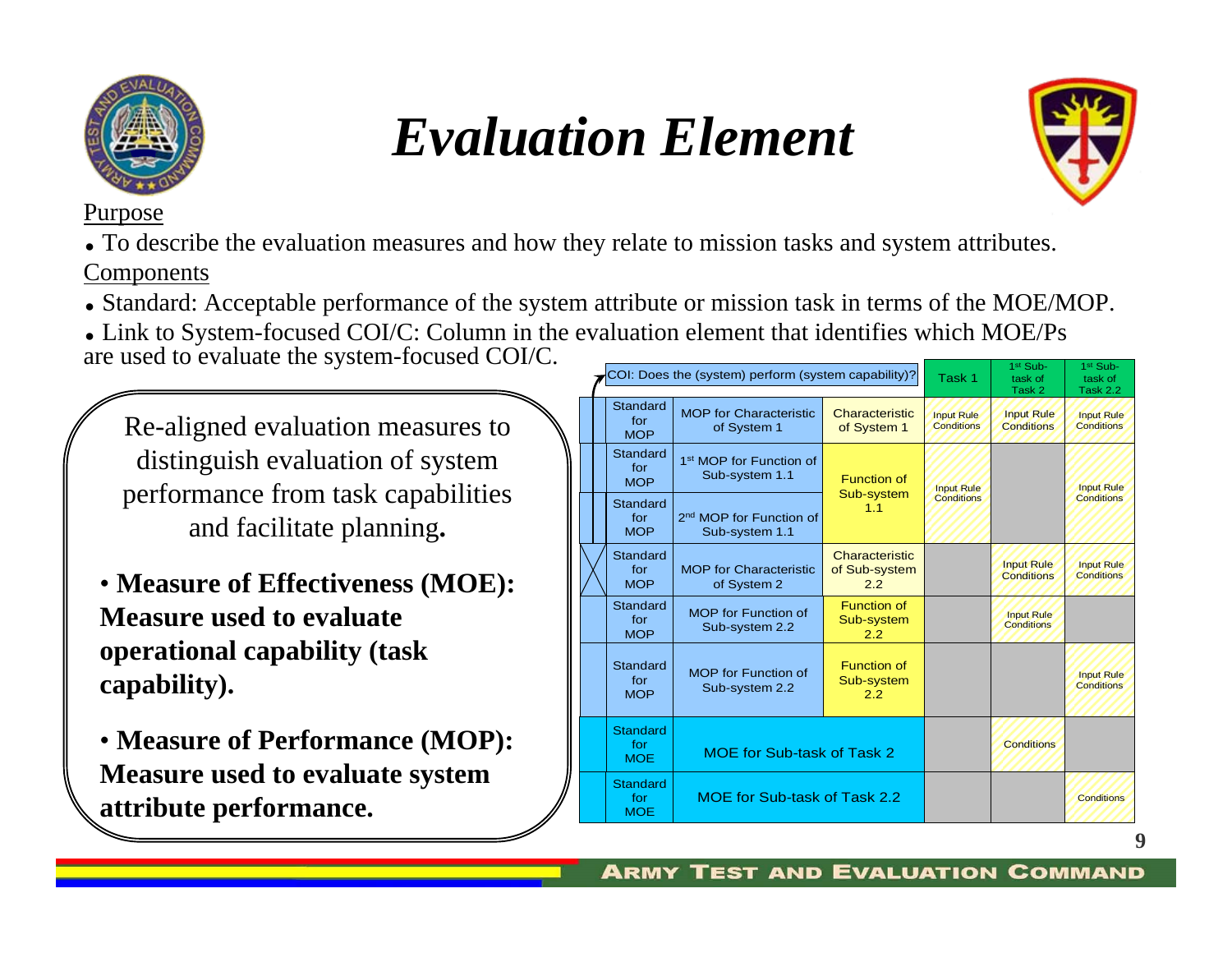# Evaluation Element

Purpose

- To describe the evaluation measures and how they relate to mission tasks and system attributes.

Components

- Standard: Acceptable performance of the system attribute or mission task in terms of the MOE/MOP.
- Link to System-focused COI/C: Column in the evaluation element that identifies which MOE/Ps are used to evaluate the system-focused COI/C.

Re-aligned evaluation measures to distinguish evaluation of system performance from task capabilities and facilitate planning**.**

- **Measure of Effectiveness (MOE): Measure used to evaluate operational capability (task capability).**
- **Measure of Performance (MOP): Measure used to evaluate system attribute performance.**

| | COI: Does the (system) perform (system capability)? | | Task 1 | 1st Sub-task of Task 2 | 1st Sub-task of Task 2.2 |
|---|---|---|---|---|---|
| Standard for MOP | MOP for Characteristic of System 1 | Characteristic of System 1 | Input Rule Conditions | Input Rule Conditions | Input Rule Conditions |
| Standard for MOP | 1st MOP for Function of Sub-system 1.1 | Function of Sub-system 1.1 | Input Rule Conditions | | Input Rule Conditions |
| Standard for MOP | 2nd MOP for Function of Sub-system 1.1 | | | | |
| Standard for MOP | MOP for Characteristic of System 2 | Characteristic of Sub-system 2.2 | | Input Rule Conditions | Input Rule Conditions |
| Standard for MOP | MOP for Function of Sub-system 2.2 | Function of Sub-system 2.2 | | Input Rule Conditions | |
| Standard for MOP | MOP for Function of Sub-system 2.2 | Function of Sub-system 2.2 | | | Input Rule Conditions |
| Standard for MOE | MOE for Sub-task of Task 2 | | | Conditions | |
| Standard for MOE | MOE for Sub-task of Task 2.2 | | | | Conditions |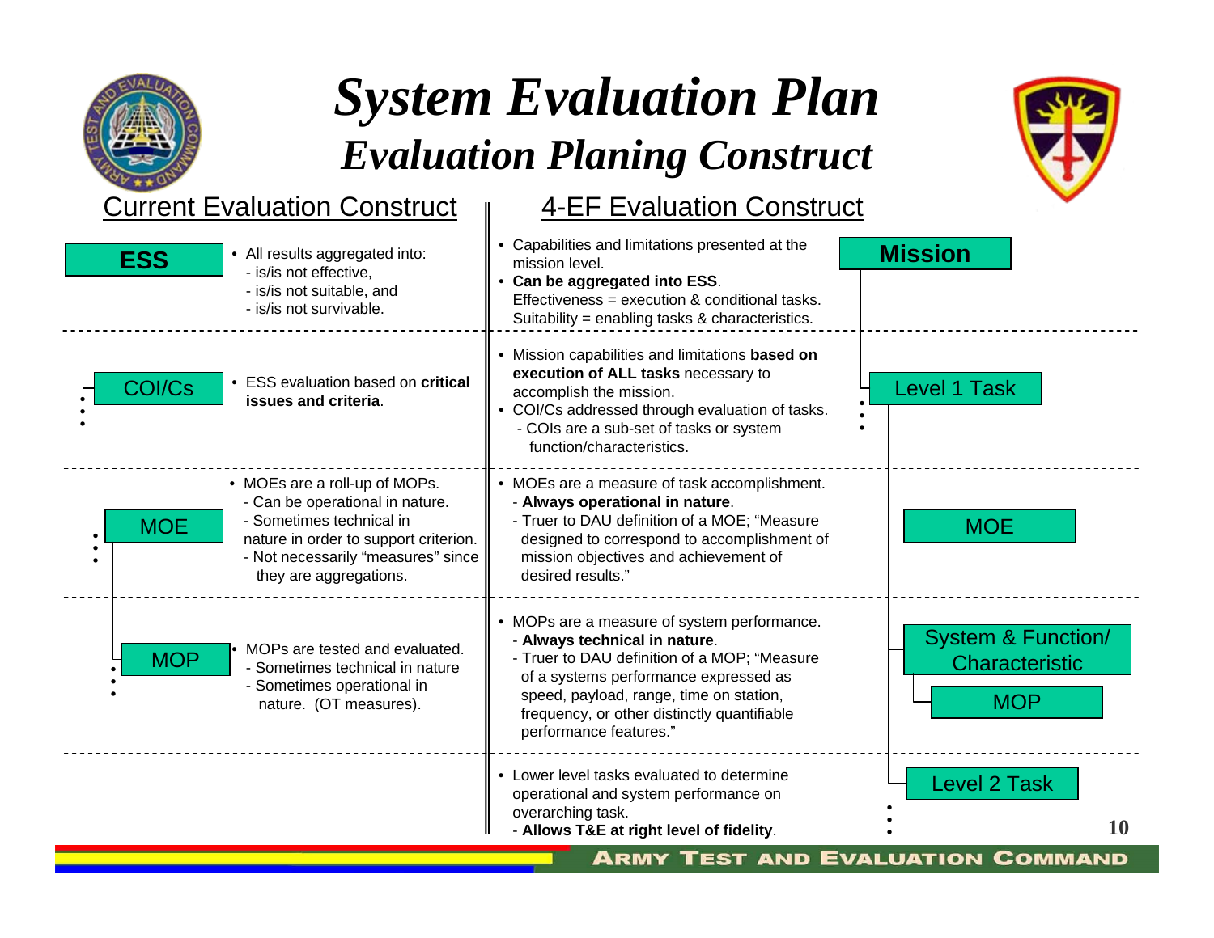# System Evaluation Plan

## Evaluation Planing Construct

| Current Evaluation Construct | | 4-EF Evaluation Construct | |
|---|---|---|---|
| **ESS** | • All results aggregated into:<br>- is/is not effective,<br>- is/is not suitable, and<br>- is/is not survivable. | • Capabilities and limitations presented at the mission level.<br>• **Can be aggregated into ESS**.<br>Effectiveness = execution & conditional tasks.<br>Suitability = enabling tasks & characteristics. | **Mission** |
| COI/Cs | • ESS evaluation based on **critical issues and criteria**. | • Mission capabilities and limitations **based on execution of ALL tasks** necessary to accomplish the mission.<br>• COI/Cs addressed through evaluation of tasks.<br>- COIs are a sub-set of tasks or system function/characteristics. | Level 1 Task |
| MOE | • MOEs are a roll-up of MOPs.<br>- Can be operational in nature.<br>- Sometimes technical in nature in order to support criterion.<br>- Not necessarily "measures" since they are aggregations. | • MOEs are a measure of task accomplishment.<br>- **Always operational in nature**.<br>- Truer to DAU definition of a MOE; "Measure designed to correspond to accomplishment of mission objectives and achievement of desired results." | MOE |
| MOP | • MOPs are tested and evaluated.<br>- Sometimes technical in nature<br>- Sometimes operational in nature. (OT measures). | • MOPs are a measure of system performance.<br>- **Always technical in nature**.<br>- Truer to DAU definition of a MOP; "Measure of a systems performance expressed as speed, payload, range, time on station, frequency, or other distinctly quantifiable performance features." | System & Function/ Characteristic<br>MOP |
| | | • Lower level tasks evaluated to determine operational and system performance on overarching task.<br>- **Allows T&E at right level of fidelity**. | Level 2 Task |

ARMY TEST AND EVALUATION COMMAND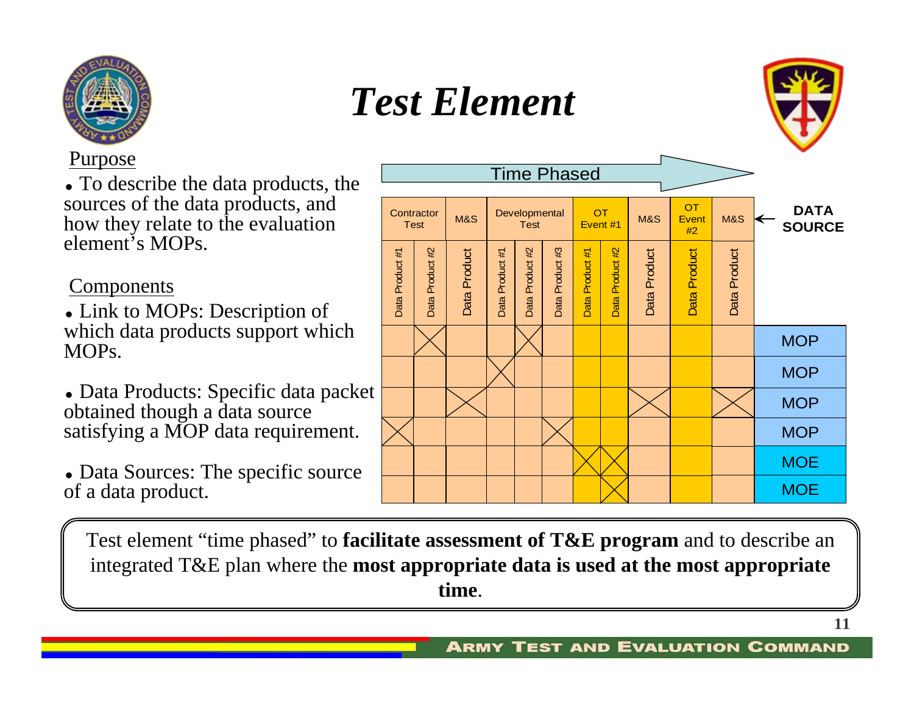# Test Element

Purpose

- To describe the data products, the sources of the data products, and how they relate to the evaluation element's MOPs.

Components

- Link to MOPs: Description of which data products support which MOPs.
- Data Products: Specific data packet obtained though a data source satisfying a MOP data requirement.
- Data Sources: The specific source of a data product.

Time Phased →

| Contractor Test | | M&S | Developmental Test | | | OT Event #1 | | M&S | OT Event #2 | M&S | ← DATA SOURCE |
|---|---|---|---|---|---|---|---|---|---|---|---|
| Data Product #1 | Data Product #2 | Data Product | Data Product #1 | Data Product #2 | Data Product #3 | Data Product #1 | Data Product #2 | Data Product | Data Product | Data Product | |
| | X | | | X | | | | | | | MOP |
| | | | X | | | | | | | | MOP |
| | | X | | | | | | X | | X | MOP |
| X | | | | | X | | | | | | MOP |
| | | | | | | X | X | | | | MOE |
| | | | | | | | X | | | | MOE |

Test element "time phased" to **facilitate assessment of T&E program** and to describe an integrated T&E plan where the **most appropriate data is used at the most appropriate time**.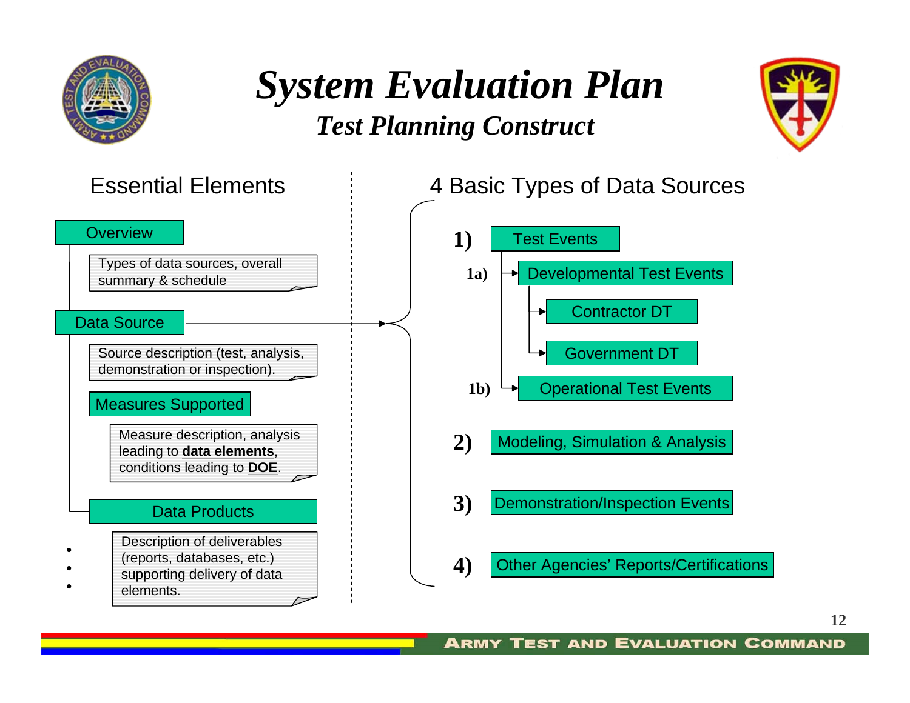# System Evaluation Plan

## Test Planning Construct

### Essential Elements

- **Overview**
  - Types of data sources, overall summary & schedule
- **Data Source**
  - Source description (test, analysis, demonstration or inspection).
- **Measures Supported**
  - Measure description, analysis leading to **data elements**, conditions leading to **DOE**.
- **Data Products**
  - Description of deliverables (reports, databases, etc.) supporting delivery of data elements.

•
•
•

### 4 Basic Types of Data Sources

1) Test Events
   - 1a) Developmental Test Events
     - Contractor DT
     - Government DT
   - 1b) Operational Test Events
2) Modeling, Simulation & Analysis
3) Demonstration/Inspection Events
4) Other Agencies' Reports/Certifications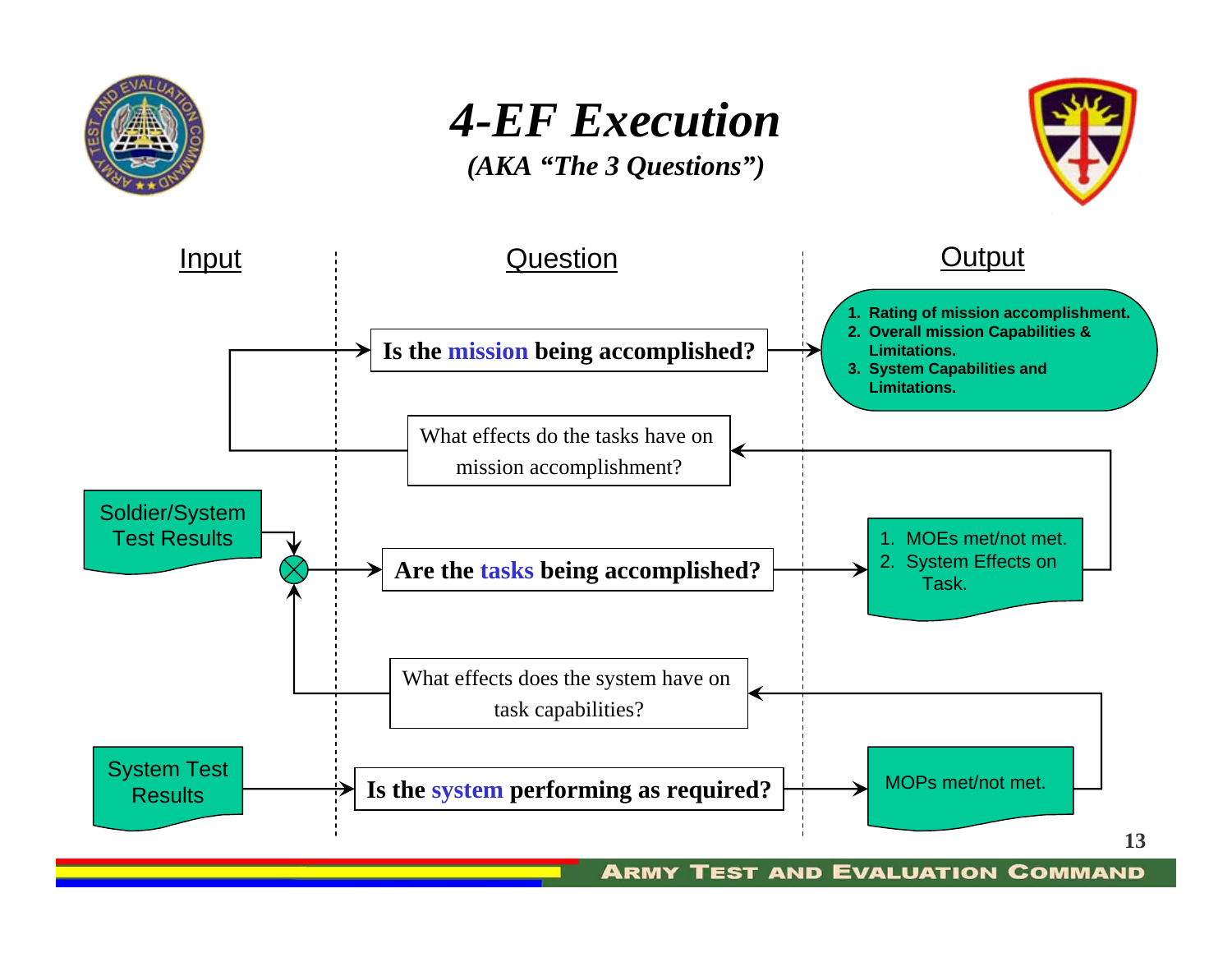# 4-EF Execution

*(AKA "The 3 Questions")*

| Input | Question | Output |
| --- | --- | --- |
| | **Is the mission being accomplished?** | 1. Rating of mission accomplishment. 2. Overall mission Capabilities & Limitations. 3. System Capabilities and Limitations. |
| | What effects do the tasks have on mission accomplishment? | |
| Soldier/System Test Results | **Are the tasks being accomplished?** | 1. MOEs met/not met. 2. System Effects on Task. |
| | What effects does the system have on task capabilities? | |
| System Test Results | **Is the system performing as required?** | MOPs met/not met. |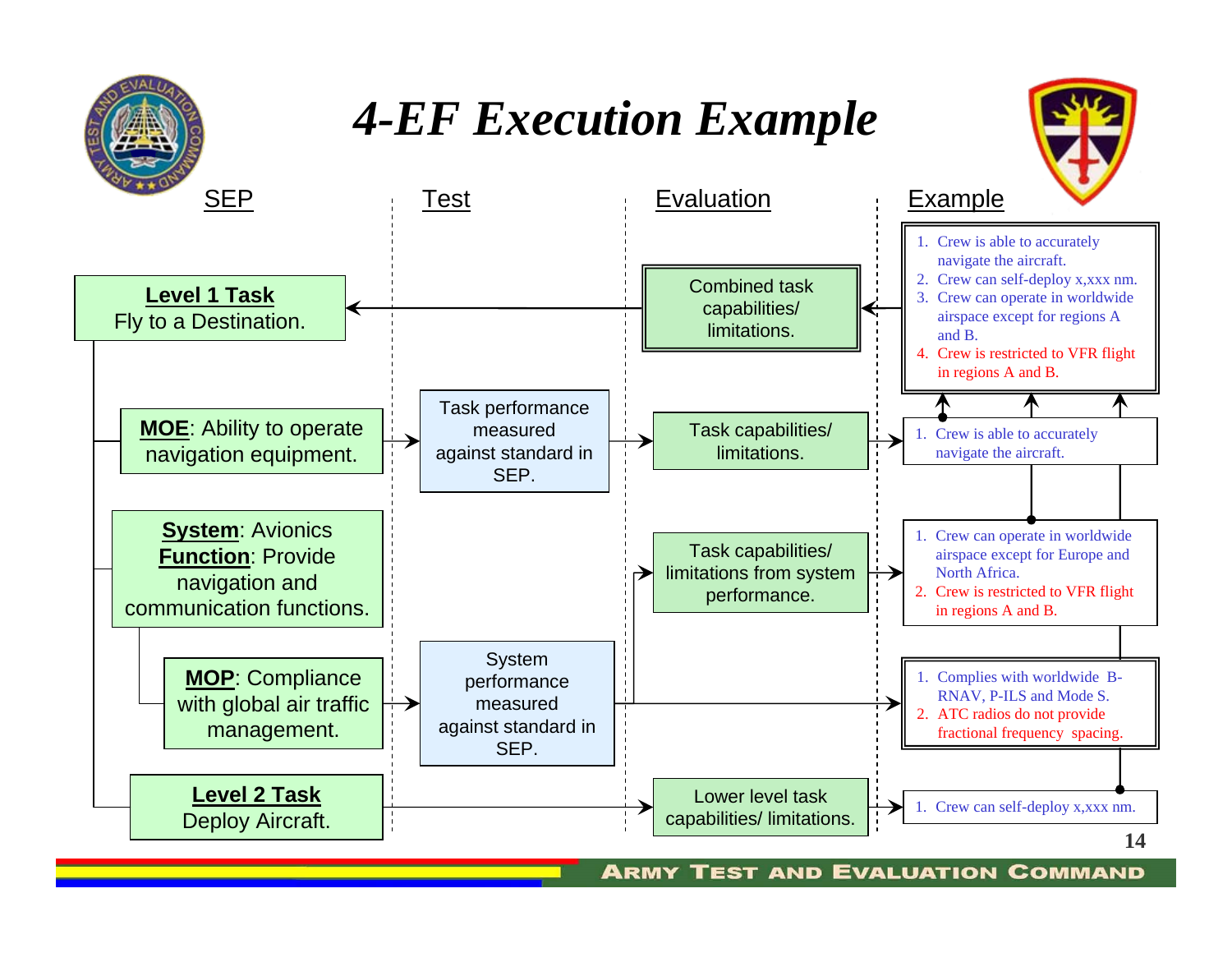# 4-EF Execution Example

| SEP | Test | Evaluation | Example |
|---|---|---|---|
| **Level 1 Task** Fly to a Destination. | | Combined task capabilities/ limitations. | 1. Crew is able to accurately navigate the aircraft. 2. Crew can self-deploy x,xxx nm. 3. Crew can operate in worldwide airspace except for regions A and B. 4. Crew is restricted to VFR flight in regions A and B. |
| **MOE**: Ability to operate navigation equipment. | Task performance measured against standard in SEP. | Task capabilities/ limitations. | 1. Crew is able to accurately navigate the aircraft. |
| **System**: Avionics **Function**: Provide navigation and communication functions. | | Task capabilities/ limitations from system performance. | 1. Crew can operate in worldwide airspace except for Europe and North Africa. 2. Crew is restricted to VFR flight in regions A and B. |
| **MOP**: Compliance with global air traffic management. | System performance measured against standard in SEP. | | 1. Complies with worldwide B-RNAV, P-ILS and Mode S. 2. ATC radios do not provide fractional frequency spacing. |
| **Level 2 Task** Deploy Aircraft. | | Lower level task capabilities/ limitations. | 1. Crew can self-deploy x,xxx nm. |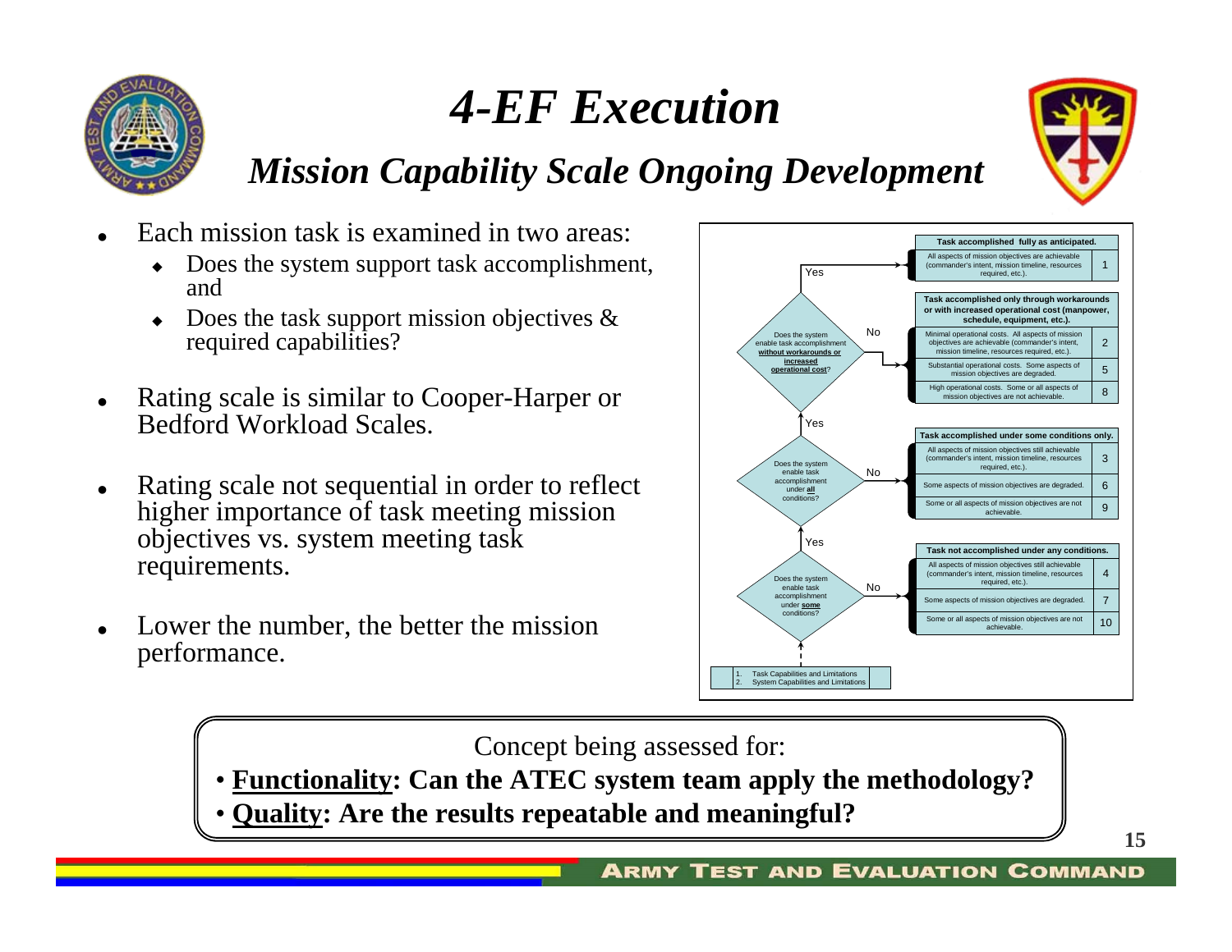# 4-EF Execution

## Mission Capability Scale Ongoing Development

- Each mission task is examined in two areas:
  - Does the system support task accomplishment, and
  - Does the task support mission objectives & required capabilities?
- Rating scale is similar to Cooper-Harper or Bedford Workload Scales.
- Rating scale not sequential in order to reflect higher importance of task meeting mission objectives vs. system meeting task requirements.
- Lower the number, the better the mission performance.

Start:
1. Task Capabilities and Limitations
2. System Capabilities and Limitations

Does the system enable task accomplishment under **some** conditions?
- No → **Task not accomplished under any conditions.**
- Yes → Does the system enable task accomplishment under **all** conditions?
  - No → **Task accomplished under some conditions only.**
  - Yes → Does the system enable task accomplishment **without workarounds or increased operational cost**?
    - No → **Task accomplished only through workarounds or with increased operational cost (manpower, schedule, equipment, etc.).**
    - Yes → **Task accomplished fully as anticipated.**

| Outcome | Description | Rating |
|---|---|---|
| Task accomplished fully as anticipated. | All aspects of mission objectives are achievable (commander's intent, mission timeline, resources required, etc.). | 1 |
| Task accomplished only through workarounds or with increased operational cost (manpower, schedule, equipment, etc.). | Minimal operational costs. All aspects of mission objectives are achievable (commander's intent, mission timeline, resources required, etc.). | 2 |
| | Substantial operational costs. Some aspects of mission objectives are degraded. | 5 |
| | High operational costs. Some or all aspects of mission objectives are not achievable. | 8 |
| Task accomplished under some conditions only. | All aspects of mission objectives still achievable (commander's intent, mission timeline, resources required, etc.). | 3 |
| | Some aspects of mission objectives are degraded. | 6 |
| | Some or all aspects of mission objectives are not achievable. | 9 |
| Task not accomplished under any conditions. | All aspects of mission objectives still achievable (commander's intent, mission timeline, resources required, etc.). | 4 |
| | Some aspects of mission objectives are degraded. | 7 |
| | Some or all aspects of mission objectives are not achievable. | 10 |

Concept being assessed for:
- **Functionality: Can the ATEC system team apply the methodology?**
- **Quality: Are the results repeatable and meaningful?**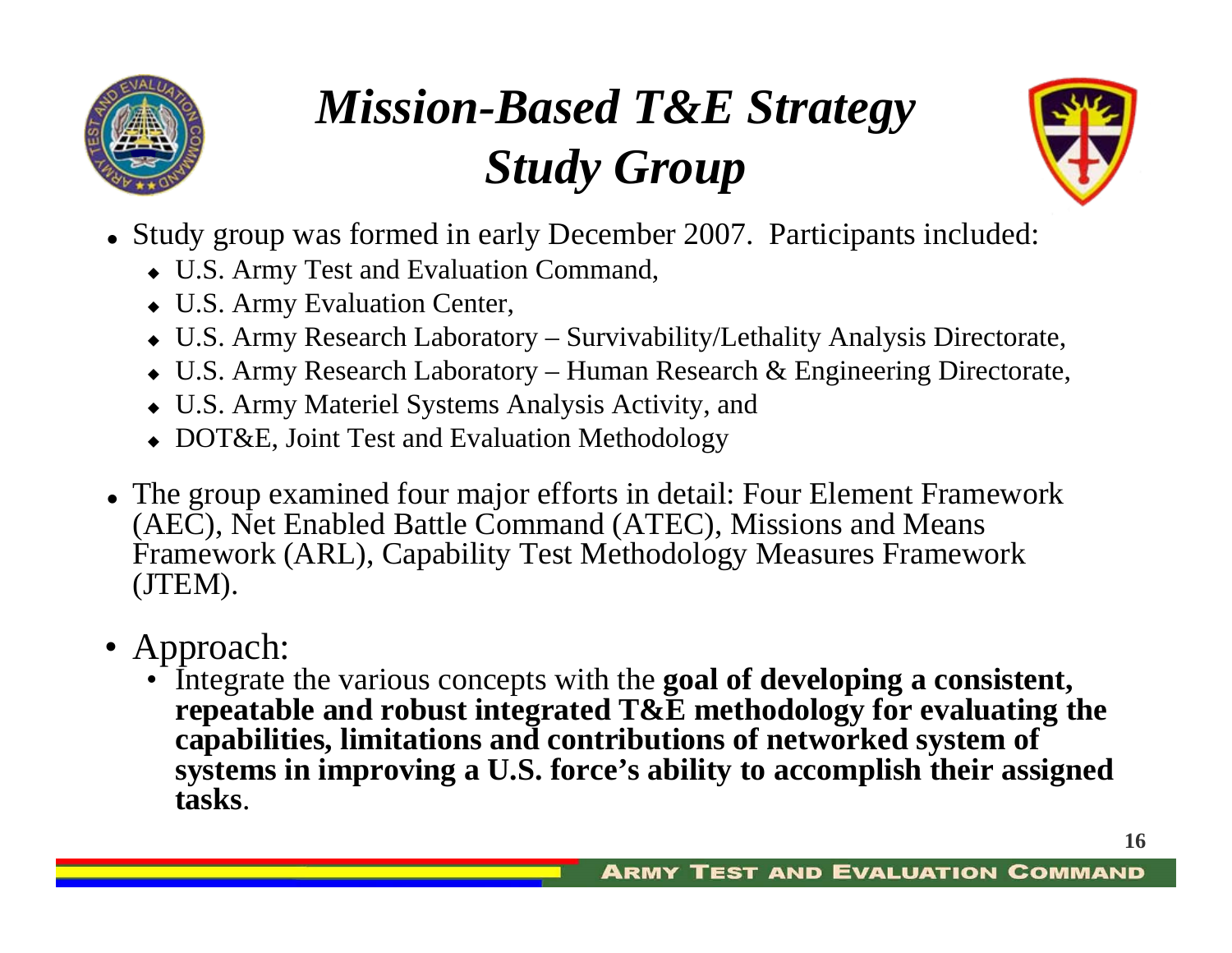# *Mission-Based T&E Strategy Study Group*

- Study group was formed in early December 2007. Participants included:
  - U.S. Army Test and Evaluation Command,
  - U.S. Army Evaluation Center,
  - U.S. Army Research Laboratory – Survivability/Lethality Analysis Directorate,
  - U.S. Army Research Laboratory – Human Research & Engineering Directorate,
  - U.S. Army Materiel Systems Analysis Activity, and
  - DOT&E, Joint Test and Evaluation Methodology
- The group examined four major efforts in detail: Four Element Framework (AEC), Net Enabled Battle Command (ATEC), Missions and Means Framework (ARL), Capability Test Methodology Measures Framework (JTEM).
- Approach:
  - Integrate the various concepts with the **goal of developing a consistent, repeatable and robust integrated T&E methodology for evaluating the capabilities, limitations and contributions of networked system of systems in improving a U.S. force's ability to accomplish their assigned tasks**.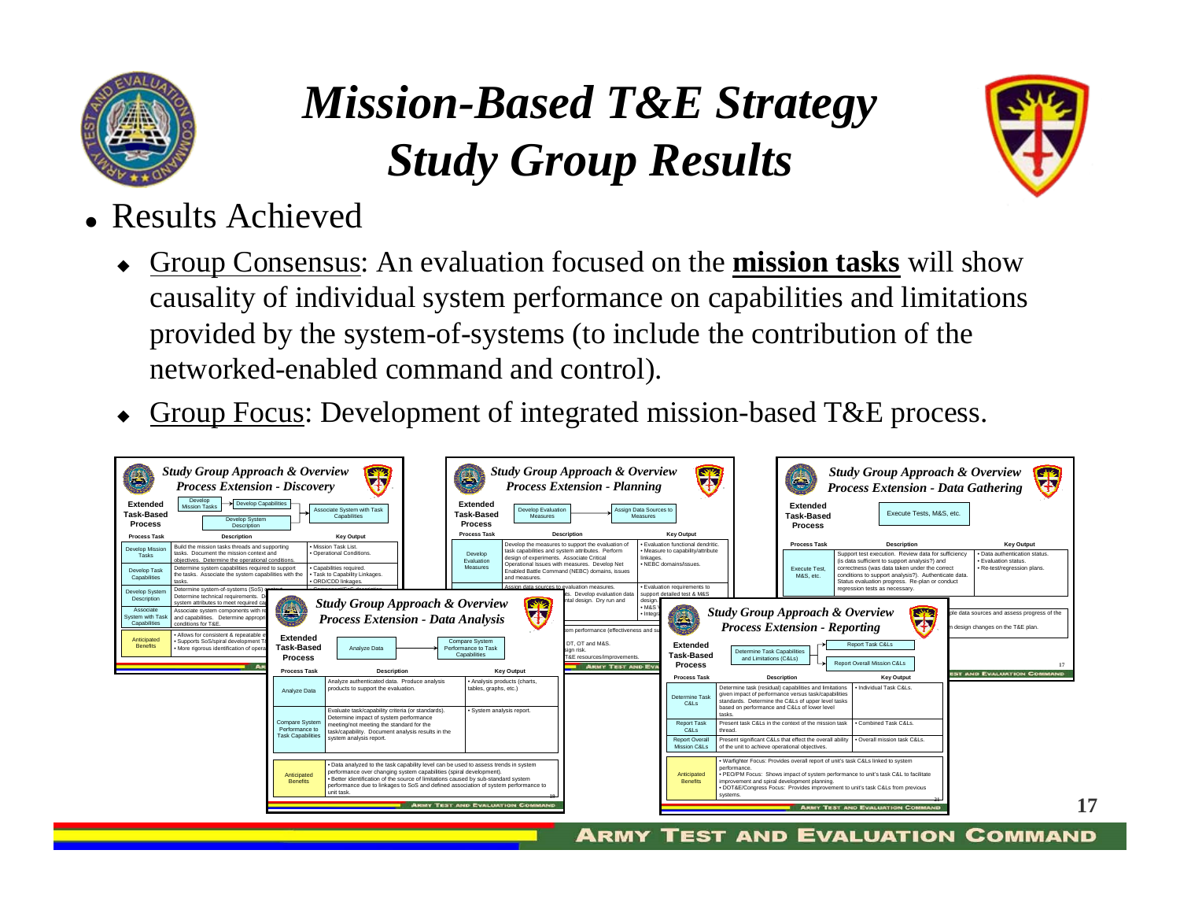# *Mission-Based T&E Strategy Study Group Results*

- Results Achieved
  - Group Consensus: An evaluation focused on the **mission tasks** will show causality of individual system performance on capabilities and limitations provided by the system-of-systems (to include the contribution of the networked-enabled command and control).
  - Group Focus: Development of integrated mission-based T&E process.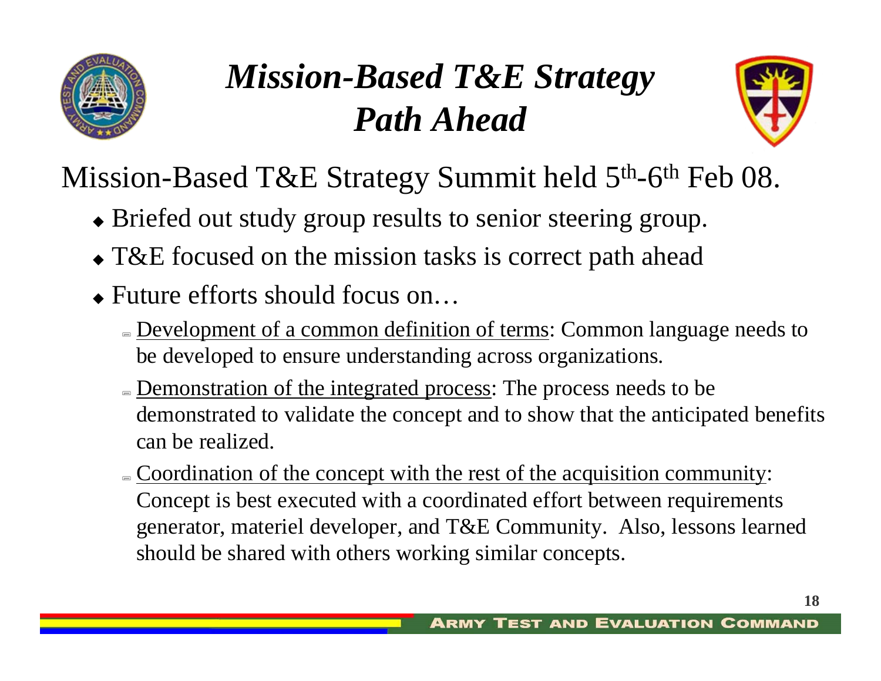# *Mission-Based T&E Strategy Path Ahead*

Mission-Based T&E Strategy Summit held 5th-6th Feb 08.

- Briefed out study group results to senior steering group.
- T&E focused on the mission tasks is correct path ahead
- Future efforts should focus on…
  - <u>Development of a common definition of terms</u>: Common language needs to be developed to ensure understanding across organizations.
  - <u>Demonstration of the integrated process</u>: The process needs to be demonstrated to validate the concept and to show that the anticipated benefits can be realized.
  - <u>Coordination of the concept with the rest of the acquisition community</u>: Concept is best executed with a coordinated effort between requirements generator, materiel developer, and T&E Community. Also, lessons learned should be shared with others working similar concepts.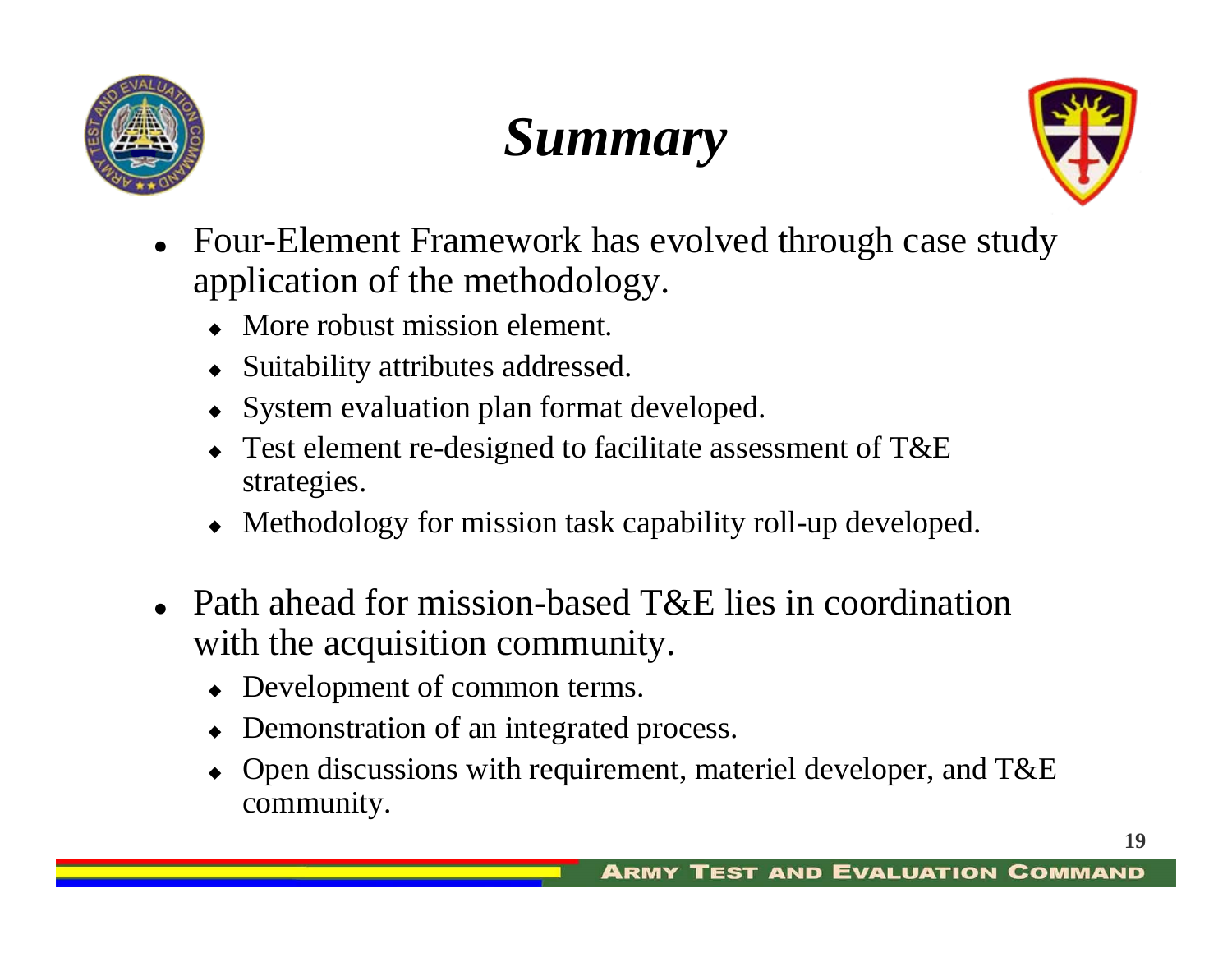# *Summary*

- Four-Element Framework has evolved through case study application of the methodology.
  - More robust mission element.
  - Suitability attributes addressed.
  - System evaluation plan format developed.
  - Test element re-designed to facilitate assessment of T&E strategies.
  - Methodology for mission task capability roll-up developed.

- Path ahead for mission-based T&E lies in coordination with the acquisition community.
  - Development of common terms.
  - Demonstration of an integrated process.
  - Open discussions with requirement, materiel developer, and T&E community.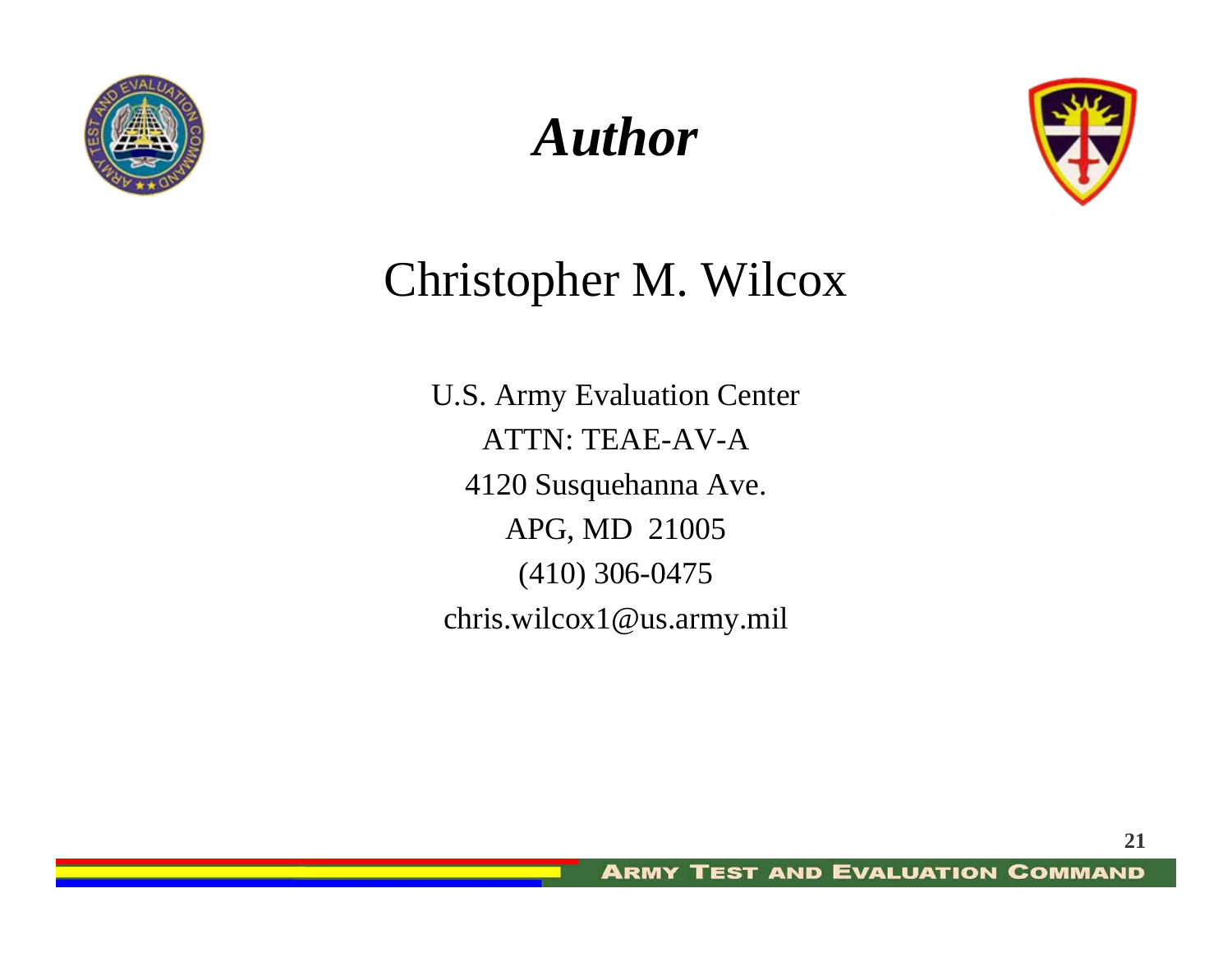# *Author*

## Christopher M. Wilcox

U.S. Army Evaluation Center
ATTN: TEAE-AV-A
4120 Susquehanna Ave.
APG, MD 21005
(410) 306-0475
chris.wilcox1@us.army.mil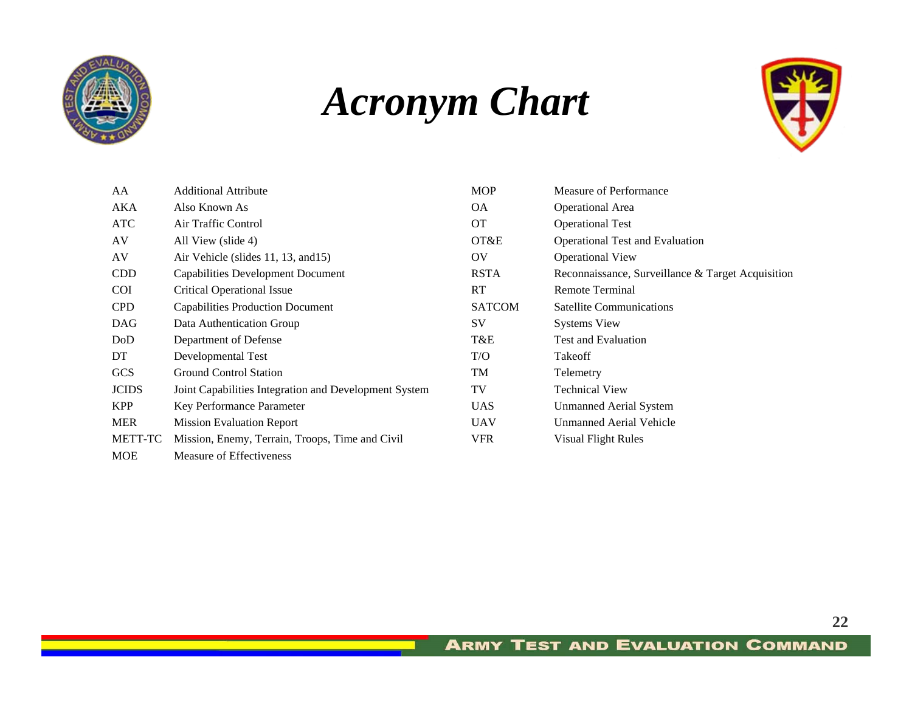# *Acronym Chart*

| | |
|---|---|
| AA | Additional Attribute |
| AKA | Also Known As |
| ATC | Air Traffic Control |
| AV | All View (slide 4) |
| AV | Air Vehicle (slides 11, 13, and15) |
| CDD | Capabilities Development Document |
| COI | Critical Operational Issue |
| CPD | Capabilities Production Document |
| DAG | Data Authentication Group |
| DoD | Department of Defense |
| DT | Developmental Test |
| GCS | Ground Control Station |
| JCIDS | Joint Capabilities Integration and Development System |
| KPP | Key Performance Parameter |
| MER | Mission Evaluation Report |
| METT-TC | Mission, Enemy, Terrain, Troops, Time and Civil |
| MOE | Measure of Effectiveness |
| MOP | Measure of Performance |
| OA | Operational Area |
| OT | Operational Test |
| OT&E | Operational Test and Evaluation |
| OV | Operational View |
| RSTA | Reconnaissance, Surveillance & Target Acquisition |
| RT | Remote Terminal |
| SATCOM | Satellite Communications |
| SV | Systems View |
| T&E | Test and Evaluation |
| T/O | Takeoff |
| TM | Telemetry |
| TV | Technical View |
| UAS | Unmanned Aerial System |
| UAV | Unmanned Aerial Vehicle |
| VFR | Visual Flight Rules |